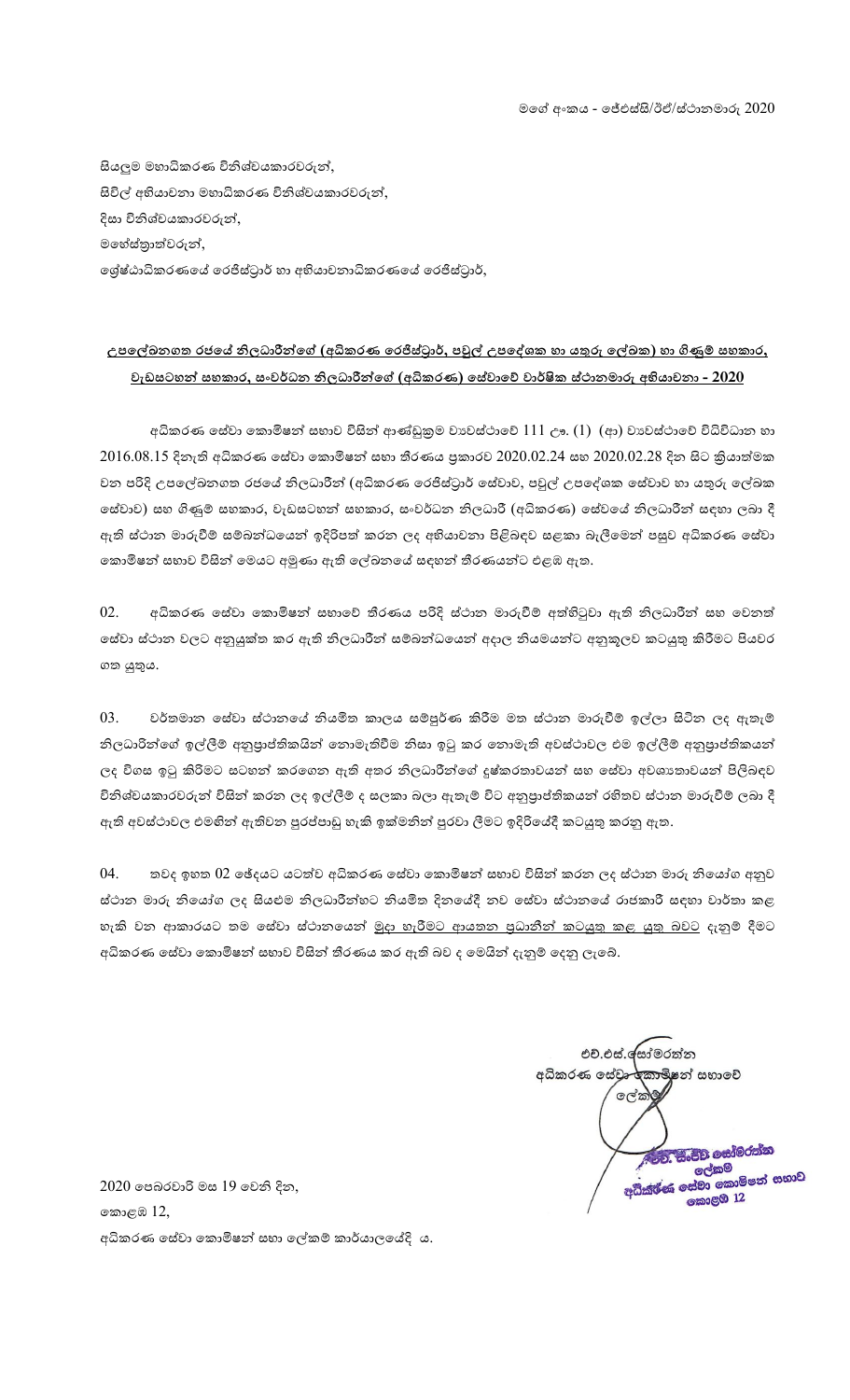මගේ අංකය - ජේඑස්සි/ටීඑ/ස්ථානමාරු 2020

සියලුම මහාධිකරණ විනිශ්චයකාරවරුන්,
සිවිල් අභියාචනා මහාධිකරණ විනිශ්චයකාරවරුන්,
දිසා විනිශ්චයකාරවරුන්,
මහේස්ත්‍රාත්වරුන්,
ශ්‍රේෂ්ඨාධිකරණයේ රෙජිස්ට්‍රාර් හා අභියාචනාධිකරණයේ රෙජිස්ට්‍රාර්,

**<u>උපලේඛනගත රජයේ නිලධාරීන්ගේ (අධිකරණ රෙජිස්ට්‍රාර්, පවුල් උපදේශක හා යතුරු ලේඛක) හා ගිණුම් සහකාර, වැඩසටහන් සහකාර, සංවර්ධන නිලධාරීන්ගේ (අධිකරණ) සේවාවේ වාර්ෂික ස්ථානමාරු අභියාචනා - 2020</u>**

අධිකරණ සේවා කොමිෂන් සභාව විසින් ආණ්ඩුක්‍රම ව්‍යවස්ථාවේ 111 ඌ. (1) (ආ) ව්‍යවස්ථාවේ විධිවිධාන හා 2016.08.15 දිනැති අධිකරණ සේවා කොමිෂන් සභා තීරණය ප්‍රකාරව 2020.02.24 සහ 2020.02.28 දින සිට ක්‍රියාත්මක වන පරිදි උපලේඛනගත රජයේ නිලධාරීන් (අධිකරණ රෙජිස්ට්‍රාර් සේවාව, පවුල් උපදේශක සේවාව හා යතුරු ලේඛක සේවාව) සහ ගිණුම් සහකාර, වැඩසටහන් සහකාර, සංවර්ධන නිලධාරී (අධිකරණ) සේවයේ නිලධාරීන් සඳහා ලබා දී ඇති ස්ථාන මාරුවීම් සම්බන්ධයෙන් ඉදිරිපත් කරන ලද අභියාචනා පිළිබඳව සළකා බැලීමෙන් පසුව අධිකරණ සේවා කොමිෂන් සභාව විසින් මෙයට අමුණා ඇති ලේඛනයේ සඳහන් තීරණයන්ට එළඹ ඇත.

02. අධිකරණ සේවා කොමිෂන් සභාවේ තීරණය පරිදි ස්ථාන මාරුවීම් අත්හිටුවා ඇති නිලධාරීන් සහ වෙනත් සේවා ස්ථාන වලට අනුයුක්ත කර ඇති නිලධාරීන් සම්බන්ධයෙන් අදාල නියමයන්ට අනුකූලව කටයුතු කිරීමට පියවර ගත යුතුය.

03. වර්තමාන සේවා ස්ථානයේ නියමිත කාලය සම්පූර්ණ කිරීම මත ස්ථාන මාරුවීම් ඉල්ලා සිටින ලද ඇතැම් නිලධාරීන්ගේ ඉල්ලීම් අනුප්‍රාප්තිකයින් නොමැතිවීම නිසා ඉටු කර නොමැති අවස්ථාවල එම ඉල්ලීම් අනුප්‍රාප්තිකයන් ලද විගස ඉටු කිරීමට සටහන් කරගෙන ඇති අතර නිලධාරීන්ගේ දුෂ්කරතාවයන් සහ සේවා අවශ්‍යතාවයන් පිලිබඳව විනිශ්චයකාරවරුන් විසින් කරන ලද ඉල්ලීම් ද සලකා බලා ඇතැම් විට අනුප්‍රාප්තිකයන් රහිතව ස්ථාන මාරුවීම් ලබා දී ඇති අවස්ථාවල එමඟින් ඇතිවන පුරප්පාඩු හැකි ඉක්මනින් පුරවා ලීමට ඉදිරියේදී කටයුතු කරනු ඇත.

04. තවද ඉහත 02 ඡේදයට යටත්ව අධිකරණ සේවා කොමිෂන් සභාව විසින් කරන ලද ස්ථාන මාරු නියෝග අනුව ස්ථාන මාරු නියෝග ලද සියළුම නිලධාරීන්හට නියමිත දිනයේදී නව සේවා ස්ථානයේ රාජකාරි සඳහා වාර්තා කළ හැකි වන ආකාරයට තම සේවා ස්ථානයෙන් <u>මුදා හැරීමට ආයතන ප්‍රධානීන් කටයුතු කළ යුතු බවට</u> දැනුම් දීමට අධිකරණ සේවා කොමිෂන් සභාව විසින් තීරණය කර ඇති බව ද මෙයින් දැනුම් දෙනු ලැබේ.

එච්.එස්. සෝමරත්න
අධිකරණ සේවා කොමිෂන් සභාවේ
ලේකම්

එච්.එස්. සෝමරත්න
ලේකම්
අධිකරණ සේවා කොමිෂන් සභාව
කොළඹ 12

2020 පෙබරවාරි මස 19 වෙනි දින,
කොළඹ 12,
අධිකරණ සේවා කොමිෂන් සභා ලේකම් කාර්යාලයේදී ය.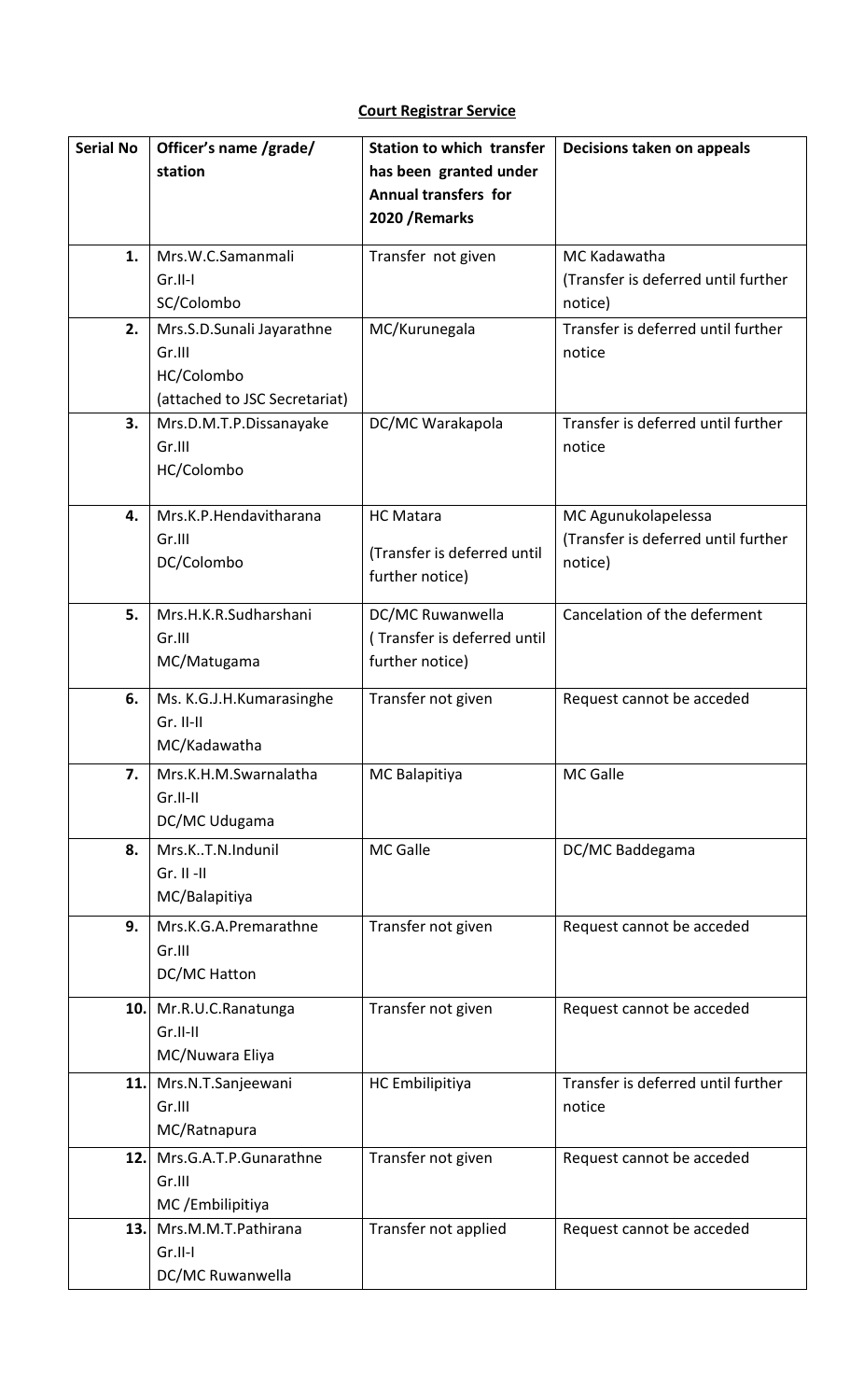**Court Registrar Service**

| Serial No | Officer's name /grade/ station | Station to which transfer has been granted under Annual transfers for 2020 /Remarks | Decisions taken on appeals |
|---|---|---|---|
| 1. | Mrs.W.C.Samanmali<br>Gr.II-I<br>SC/Colombo | Transfer not given | MC Kadawatha<br>(Transfer is deferred until further notice) |
| 2. | Mrs.S.D.Sunali Jayarathne<br>Gr.III<br>HC/Colombo<br>(attached to JSC Secretariat) | MC/Kurunegala | Transfer is deferred until further notice |
| 3. | Mrs.D.M.T.P.Dissanayake<br>Gr.III<br>HC/Colombo | DC/MC Warakapola | Transfer is deferred until further notice |
| 4. | Mrs.K.P.Hendavitharana<br>Gr.III<br>DC/Colombo | HC Matara<br>(Transfer is deferred until further notice) | MC Agunukolapelessa<br>(Transfer is deferred until further notice) |
| 5. | Mrs.H.K.R.Sudharshani<br>Gr.III<br>MC/Matugama | DC/MC Ruwanwella<br>( Transfer is deferred until further notice) | Cancelation of the deferment |
| 6. | Ms. K.G.J.H.Kumarasinghe<br>Gr. II-II<br>MC/Kadawatha | Transfer not given | Request cannot be acceded |
| 7. | Mrs.K.H.M.Swarnalatha<br>Gr.II-II<br>DC/MC Udugama | MC Balapitiya | MC Galle |
| 8. | Mrs.K..T.N.Indunil<br>Gr. II -II<br>MC/Balapitiya | MC Galle | DC/MC Baddegama |
| 9. | Mrs.K.G.A.Premarathne<br>Gr.III<br>DC/MC Hatton | Transfer not given | Request cannot be acceded |
| 10. | Mr.R.U.C.Ranatunga<br>Gr.II-II<br>MC/Nuwara Eliya | Transfer not given | Request cannot be acceded |
| 11. | Mrs.N.T.Sanjeewani<br>Gr.III<br>MC/Ratnapura | HC Embilipitiya | Transfer is deferred until further notice |
| 12. | Mrs.G.A.T.P.Gunarathne<br>Gr.III<br>MC /Embilipitiya | Transfer not given | Request cannot be acceded |
| 13. | Mrs.M.M.T.Pathirana<br>Gr.II-I<br>DC/MC Ruwanwella | Transfer not applied | Request cannot be acceded |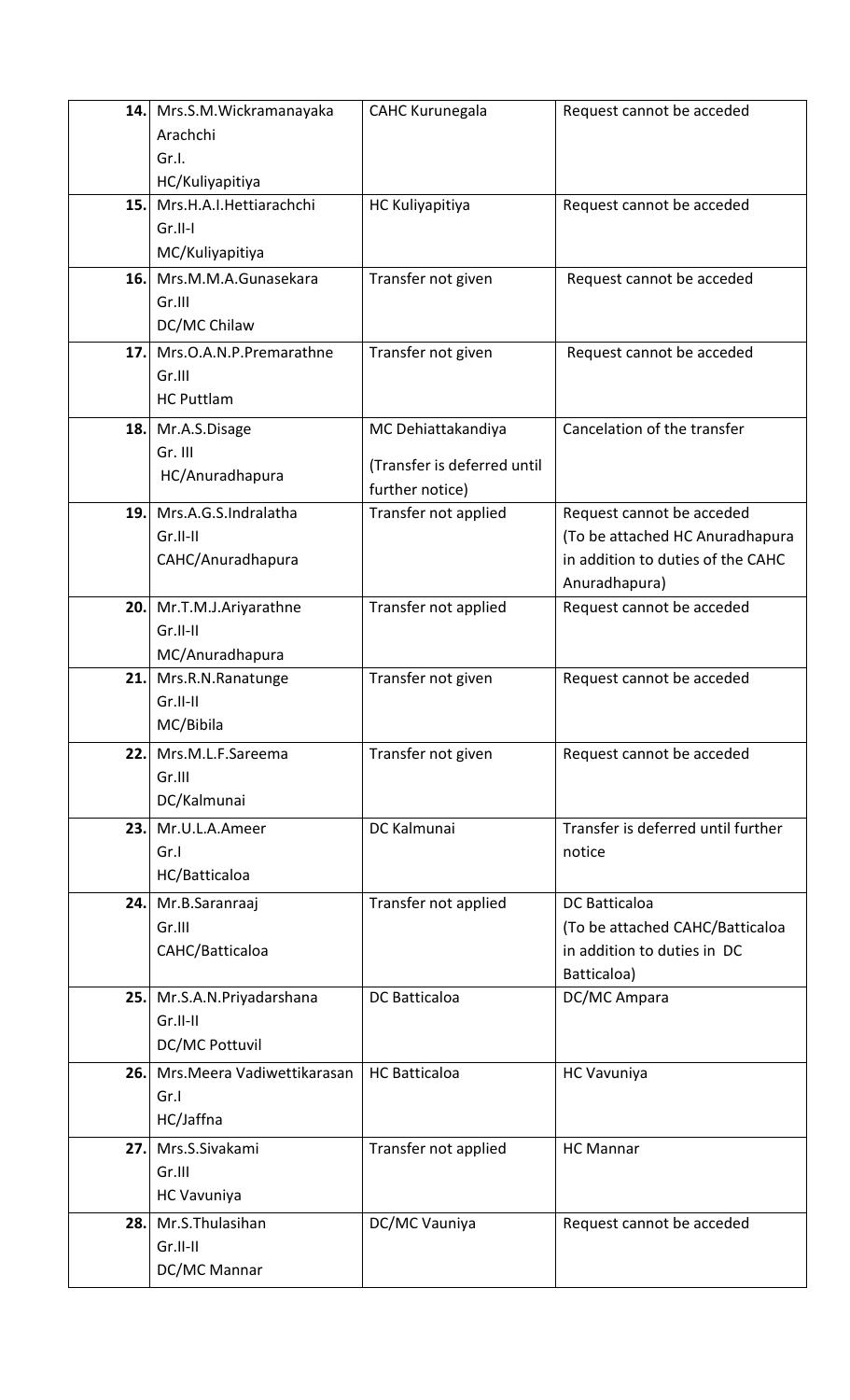| | | | |
|---|---|---|---|
| **14.** | Mrs.S.M.Wickramanayaka Arachchi<br>Gr.I.<br>HC/Kuliyapitiya | CAHC Kurunegala | Request cannot be acceded |
| **15.** | Mrs.H.A.I.Hettiarachchi<br>Gr.II-I<br>MC/Kuliyapitiya | HC Kuliyapitiya | Request cannot be acceded |
| **16.** | Mrs.M.M.A.Gunasekara<br>Gr.III<br>DC/MC Chilaw | Transfer not given | Request cannot be acceded |
| **17.** | Mrs.O.A.N.P.Premarathne<br>Gr.III<br>HC Puttlam | Transfer not given | Request cannot be acceded |
| **18.** | Mr.A.S.Disage<br>Gr. III<br>HC/Anuradhapura | MC Dehiattakandiya<br>(Transfer is deferred until further notice) | Cancelation of the transfer |
| **19.** | Mrs.A.G.S.Indralatha<br>Gr.II-II<br>CAHC/Anuradhapura | Transfer not applied | Request cannot be acceded<br>(To be attached HC Anuradhapura in addition to duties of the CAHC Anuradhapura) |
| **20.** | Mr.T.M.J.Ariyarathne<br>Gr.II-II<br>MC/Anuradhapura | Transfer not applied | Request cannot be acceded |
| **21.** | Mrs.R.N.Ranatunge<br>Gr.II-II<br>MC/Bibila | Transfer not given | Request cannot be acceded |
| **22.** | Mrs.M.L.F.Sareema<br>Gr.III<br>DC/Kalmunai | Transfer not given | Request cannot be acceded |
| **23.** | Mr.U.L.A.Ameer<br>Gr.I<br>HC/Batticaloa | DC Kalmunai | Transfer is deferred until further notice |
| **24.** | Mr.B.Saranraaj<br>Gr.III<br>CAHC/Batticaloa | Transfer not applied | DC Batticaloa<br>(To be attached CAHC/Batticaloa in addition to duties in DC Batticaloa) |
| **25.** | Mr.S.A.N.Priyadarshana<br>Gr.II-II<br>DC/MC Pottuvil | DC Batticaloa | DC/MC Ampara |
| **26.** | Mrs.Meera Vadiwettikarasan<br>Gr.I<br>HC/Jaffna | HC Batticaloa | HC Vavuniya |
| **27.** | Mrs.S.Sivakami<br>Gr.III<br>HC Vavuniya | Transfer not applied | HC Mannar |
| **28.** | Mr.S.Thulasihan<br>Gr.II-II<br>DC/MC Mannar | DC/MC Vauniya | Request cannot be acceded |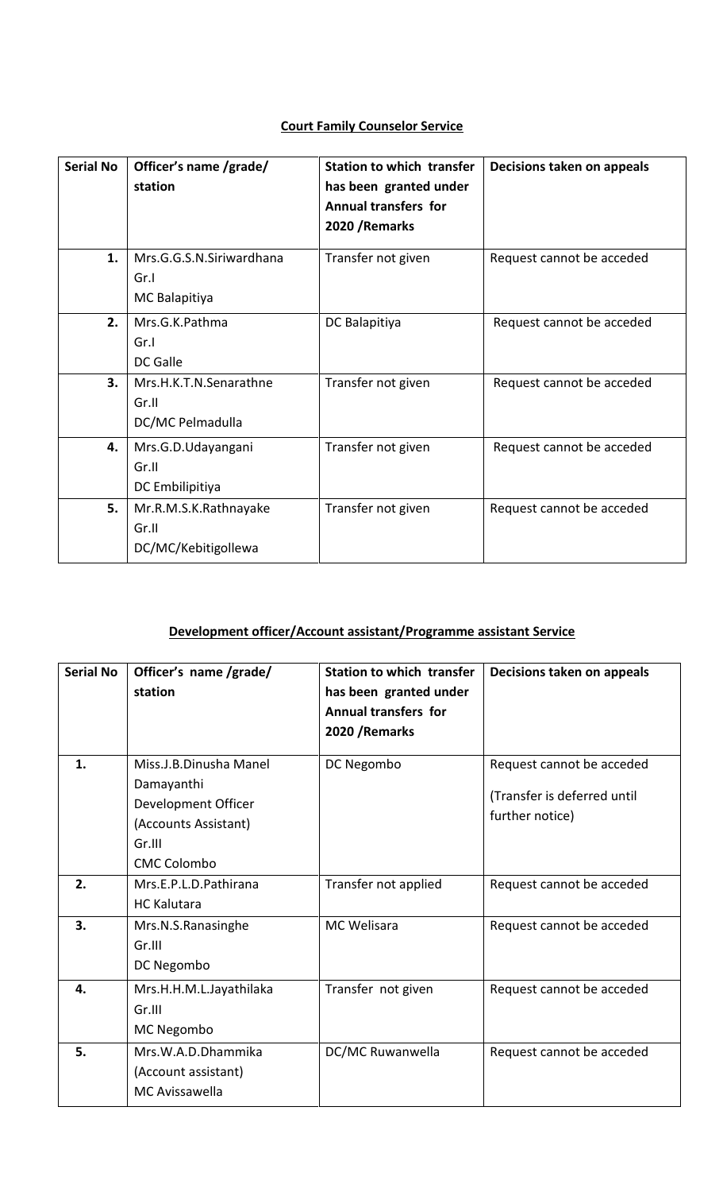**Court Family Counselor Service**

| Serial No | Officer's name /grade/ station | Station to which transfer has been granted under Annual transfers for 2020 /Remarks | Decisions taken on appeals |
|---|---|---|---|
| 1. | Mrs.G.G.S.N.Siriwardhana<br>Gr.I<br>MC Balapitiya | Transfer not given | Request cannot be acceded |
| 2. | Mrs.G.K.Pathma<br>Gr.I<br>DC Galle | DC Balapitiya | Request cannot be acceded |
| 3. | Mrs.H.K.T.N.Senarathne<br>Gr.II<br>DC/MC Pelmadulla | Transfer not given | Request cannot be acceded |
| 4. | Mrs.G.D.Udayangani<br>Gr.II<br>DC Embilipitiya | Transfer not given | Request cannot be acceded |
| 5. | Mr.R.M.S.K.Rathnayake<br>Gr.II<br>DC/MC/Kebitigollewa | Transfer not given | Request cannot be acceded |

**Development officer/Account assistant/Programme assistant Service**

| Serial No | Officer's name /grade/ station | Station to which transfer has been granted under Annual transfers for 2020 /Remarks | Decisions taken on appeals |
|---|---|---|---|
| 1. | Miss.J.B.Dinusha Manel Damayanthi<br>Development Officer (Accounts Assistant)<br>Gr.III<br>CMC Colombo | DC Negombo | Request cannot be acceded<br>(Transfer is deferred until further notice) |
| 2. | Mrs.E.P.L.D.Pathirana<br>HC Kalutara | Transfer not applied | Request cannot be acceded |
| 3. | Mrs.N.S.Ranasinghe<br>Gr.III<br>DC Negombo | MC Welisara | Request cannot be acceded |
| 4. | Mrs.H.H.M.L.Jayathilaka<br>Gr.III<br>MC Negombo | Transfer not given | Request cannot be acceded |
| 5. | Mrs.W.A.D.Dhammika<br>(Account assistant)<br>MC Avissawella | DC/MC Ruwanwella | Request cannot be acceded |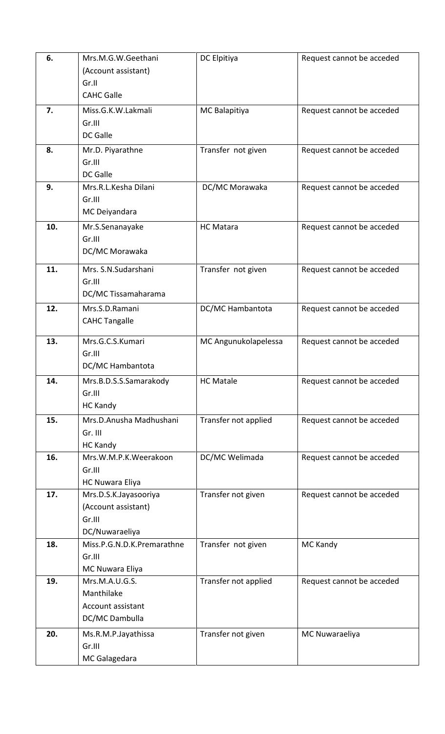| | | | |
|---|---|---|---|
| **6.** | Mrs.M.G.W.Geethani (Account assistant) Gr.II CAHC Galle | DC Elpitiya | Request cannot be acceded |
| **7.** | Miss.G.K.W.Lakmali Gr.III DC Galle | MC Balapitiya | Request cannot be acceded |
| **8.** | Mr.D. Piyarathne Gr.III DC Galle | Transfer not given | Request cannot be acceded |
| **9.** | Mrs.R.L.Kesha Dilani Gr.III MC Deiyandara | DC/MC Morawaka | Request cannot be acceded |
| **10.** | Mr.S.Senanayake Gr.III DC/MC Morawaka | HC Matara | Request cannot be acceded |
| **11.** | Mrs. S.N.Sudarshani Gr.III DC/MC Tissamaharama | Transfer not given | Request cannot be acceded |
| **12.** | Mrs.S.D.Ramani CAHC Tangalle | DC/MC Hambantota | Request cannot be acceded |
| **13.** | Mrs.G.C.S.Kumari Gr.III DC/MC Hambantota | MC Angunukolapelessa | Request cannot be acceded |
| **14.** | Mrs.B.D.S.S.Samarakody Gr.III HC Kandy | HC Matale | Request cannot be acceded |
| **15.** | Mrs.D.Anusha Madhushani Gr. III HC Kandy | Transfer not applied | Request cannot be acceded |
| **16.** | Mrs.W.M.P.K.Weerakoon Gr.III HC Nuwara Eliya | DC/MC Welimada | Request cannot be acceded |
| **17.** | Mrs.D.S.K.Jayasooriya (Account assistant) Gr.III DC/Nuwaraeliya | Transfer not given | Request cannot be acceded |
| **18.** | Miss.P.G.N.D.K.Premarathne Gr.III MC Nuwara Eliya | Transfer not given | MC Kandy |
| **19.** | Mrs.M.A.U.G.S. Manthilake Account assistant DC/MC Dambulla | Transfer not applied | Request cannot be acceded |
| **20.** | Ms.R.M.P.Jayathissa Gr.III MC Galagedara | Transfer not given | MC Nuwaraeliya |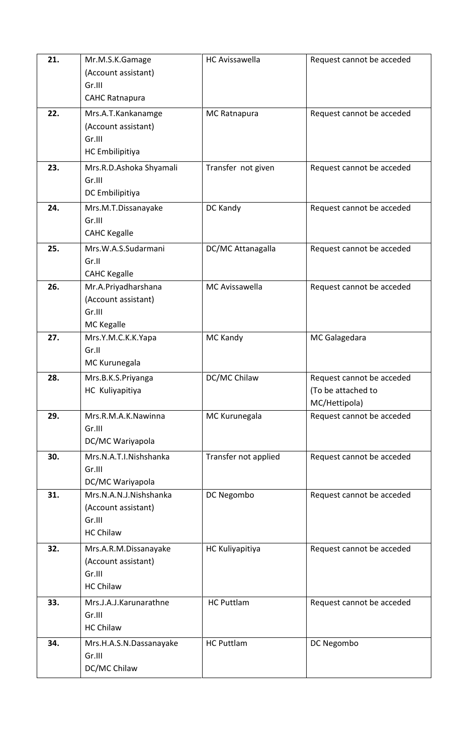| | | | |
|---|---|---|---|
| **21.** | Mr.M.S.K.Gamage<br>(Account assistant)<br>Gr.III<br>CAHC Ratnapura | HC Avissawella | Request cannot be acceded |
| **22.** | Mrs.A.T.Kankanamge<br>(Account assistant)<br>Gr.III<br>HC Embilipitiya | MC Ratnapura | Request cannot be acceded |
| **23.** | Mrs.R.D.Ashoka Shyamali<br>Gr.III<br>DC Embilipitiya | Transfer not given | Request cannot be acceded |
| **24.** | Mrs.M.T.Dissanayake<br>Gr.III<br>CAHC Kegalle | DC Kandy | Request cannot be acceded |
| **25.** | Mrs.W.A.S.Sudarmani<br>Gr.II<br>CAHC Kegalle | DC/MC Attanagalla | Request cannot be acceded |
| **26.** | Mr.A.Priyadharshana<br>(Account assistant)<br>Gr.III<br>MC Kegalle | MC Avissawella | Request cannot be acceded |
| **27.** | Mrs.Y.M.C.K.K.Yapa<br>Gr.II<br>MC Kurunegala | MC Kandy | MC Galagedara |
| **28.** | Mrs.B.K.S.Priyanga<br>HC Kuliyapitiya | DC/MC Chilaw | Request cannot be acceded<br>(To be attached to<br>MC/Hettipola) |
| **29.** | Mrs.R.M.A.K.Nawinna<br>Gr.III<br>DC/MC Wariyapola | MC Kurunegala | Request cannot be acceded |
| **30.** | Mrs.N.A.T.I.Nishshanka<br>Gr.III<br>DC/MC Wariyapola | Transfer not applied | Request cannot be acceded |
| **31.** | Mrs.N.A.N.J.Nishshanka<br>(Account assistant)<br>Gr.III<br>HC Chilaw | DC Negombo | Request cannot be acceded |
| **32.** | Mrs.A.R.M.Dissanayake<br>(Account assistant)<br>Gr.III<br>HC Chilaw | HC Kuliyapitiya | Request cannot be acceded |
| **33.** | Mrs.J.A.J.Karunarathne<br>Gr.III<br>HC Chilaw | HC Puttlam | Request cannot be acceded |
| **34.** | Mrs.H.A.S.N.Dassanayake<br>Gr.III<br>DC/MC Chilaw | HC Puttlam | DC Negombo |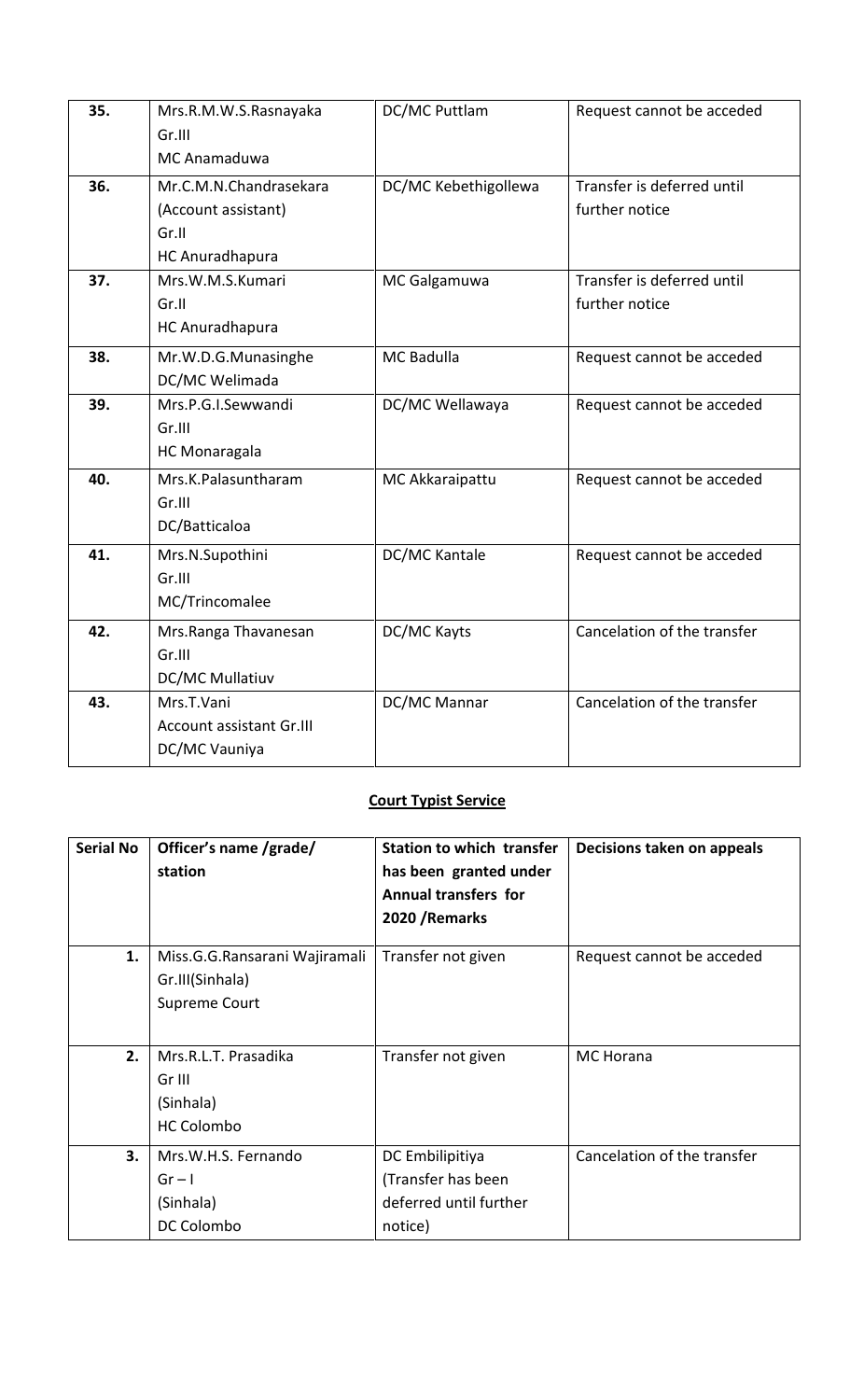| | | | |
|---|---|---|---|
| **35.** | Mrs.R.M.W.S.Rasnayaka<br>Gr.III<br>MC Anamaduwa | DC/MC Puttlam | Request cannot be acceded |
| **36.** | Mr.C.M.N.Chandrasekara<br>(Account assistant)<br>Gr.II<br>HC Anuradhapura | DC/MC Kebethigollewa | Transfer is deferred until further notice |
| **37.** | Mrs.W.M.S.Kumari<br>Gr.II<br>HC Anuradhapura | MC Galgamuwa | Transfer is deferred until further notice |
| **38.** | Mr.W.D.G.Munasinghe<br>DC/MC Welimada | MC Badulla | Request cannot be acceded |
| **39.** | Mrs.P.G.I.Sewwandi<br>Gr.III<br>HC Monaragala | DC/MC Wellawaya | Request cannot be acceded |
| **40.** | Mrs.K.Palasuntharam<br>Gr.III<br>DC/Batticaloa | MC Akkaraipattu | Request cannot be acceded |
| **41.** | Mrs.N.Supothini<br>Gr.III<br>MC/Trincomalee | DC/MC Kantale | Request cannot be acceded |
| **42.** | Mrs.Ranga Thavanesan<br>Gr.III<br>DC/MC Mullatiuv | DC/MC Kayts | Cancelation of the transfer |
| **43.** | Mrs.T.Vani<br>Account assistant Gr.III<br>DC/MC Vauniya | DC/MC Mannar | Cancelation of the transfer |

**Court Typist Service**

| **Serial No** | **Officer's name /grade/ station** | **Station to which transfer has been granted under Annual transfers for 2020 /Remarks** | **Decisions taken on appeals** |
|---|---|---|---|
| **1.** | Miss.G.G.Ransarani Wajiramali<br>Gr.III(Sinhala)<br>Supreme Court | Transfer not given | Request cannot be acceded |
| **2.** | Mrs.R.L.T. Prasadika<br>Gr III<br>(Sinhala)<br>HC Colombo | Transfer not given | MC Horana |
| **3.** | Mrs.W.H.S. Fernando<br>Gr – I<br>(Sinhala)<br>DC Colombo | DC Embilipitiya<br>(Transfer has been deferred until further notice) | Cancelation of the transfer |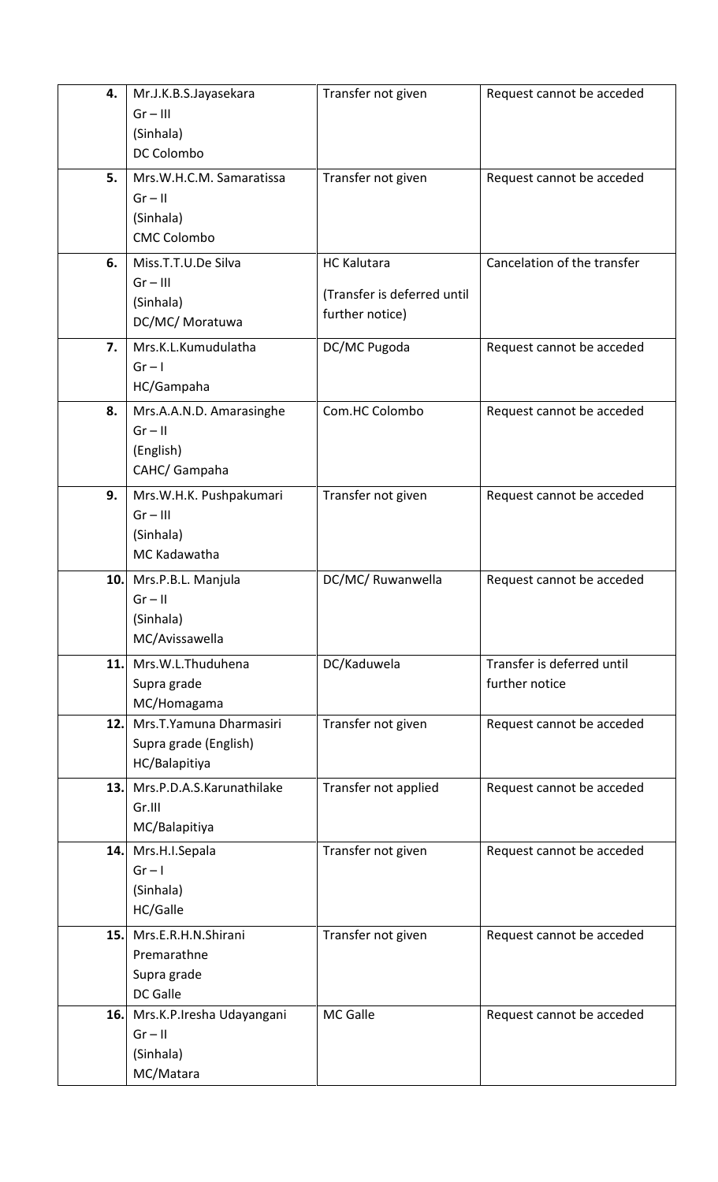| | | | |
|---|---|---|---|
| 4. | Mr.J.K.B.S.Jayasekara<br>Gr – III<br>(Sinhala)<br>DC Colombo | Transfer not given | Request cannot be acceded |
| 5. | Mrs.W.H.C.M. Samaratissa<br>Gr – II<br>(Sinhala)<br>CMC Colombo | Transfer not given | Request cannot be acceded |
| 6. | Miss.T.T.U.De Silva<br>Gr – III<br>(Sinhala)<br>DC/MC/ Moratuwa | HC Kalutara<br>(Transfer is deferred until further notice) | Cancelation of the transfer |
| 7. | Mrs.K.L.Kumudulatha<br>Gr – I<br>HC/Gampaha | DC/MC Pugoda | Request cannot be acceded |
| 8. | Mrs.A.A.N.D. Amarasinghe<br>Gr – II<br>(English)<br>CAHC/ Gampaha | Com.HC Colombo | Request cannot be acceded |
| 9. | Mrs.W.H.K. Pushpakumari<br>Gr – III<br>(Sinhala)<br>MC Kadawatha | Transfer not given | Request cannot be acceded |
| 10. | Mrs.P.B.L. Manjula<br>Gr – II<br>(Sinhala)<br>MC/Avissawella | DC/MC/ Ruwanwella | Request cannot be acceded |
| 11. | Mrs.W.L.Thuduhena<br>Supra grade<br>MC/Homagama | DC/Kaduwela | Transfer is deferred until further notice |
| 12. | Mrs.T.Yamuna Dharmasiri<br>Supra grade (English)<br>HC/Balapitiya | Transfer not given | Request cannot be acceded |
| 13. | Mrs.P.D.A.S.Karunathilake<br>Gr.III<br>MC/Balapitiya | Transfer not applied | Request cannot be acceded |
| 14. | Mrs.H.I.Sepala<br>Gr – I<br>(Sinhala)<br>HC/Galle | Transfer not given | Request cannot be acceded |
| 15. | Mrs.E.R.H.N.Shirani Premarathne<br>Supra grade<br>DC Galle | Transfer not given | Request cannot be acceded |
| 16. | Mrs.K.P.Iresha Udayangani<br>Gr – II<br>(Sinhala)<br>MC/Matara | MC Galle | Request cannot be acceded |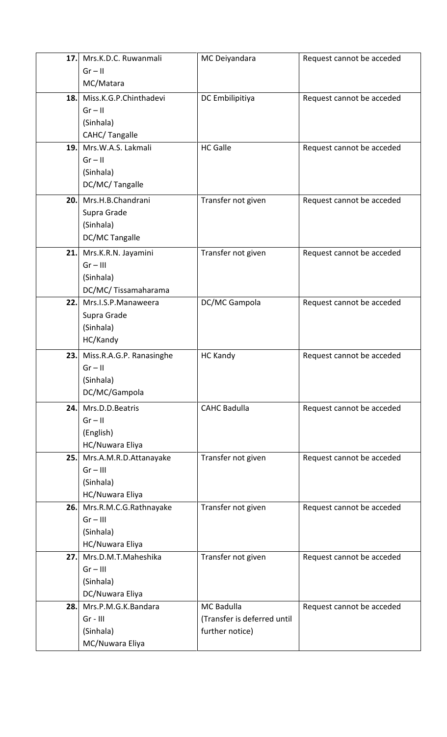| | | | |
|---|---|---|---|
| **17.** | Mrs.K.D.C. Ruwanmali<br>Gr – II<br>MC/Matara | MC Deiyandara | Request cannot be acceded |
| **18.** | Miss.K.G.P.Chinthadevi<br>Gr – II<br>(Sinhala)<br>CAHC/ Tangalle | DC Embilipitiya | Request cannot be acceded |
| **19.** | Mrs.W.A.S. Lakmali<br>Gr – II<br>(Sinhala)<br>DC/MC/ Tangalle | HC Galle | Request cannot be acceded |
| **20.** | Mrs.H.B.Chandrani<br>Supra Grade<br>(Sinhala)<br>DC/MC Tangalle | Transfer not given | Request cannot be acceded |
| **21.** | Mrs.K.R.N. Jayamini<br>Gr – III<br>(Sinhala)<br>DC/MC/ Tissamaharama | Transfer not given | Request cannot be acceded |
| **22.** | Mrs.I.S.P.Manaweera<br>Supra Grade<br>(Sinhala)<br>HC/Kandy | DC/MC Gampola | Request cannot be acceded |
| **23.** | Miss.R.A.G.P. Ranasinghe<br>Gr – II<br>(Sinhala)<br>DC/MC/Gampola | HC Kandy | Request cannot be acceded |
| **24.** | Mrs.D.D.Beatris<br>Gr – II<br>(English)<br>HC/Nuwara Eliya | CAHC Badulla | Request cannot be acceded |
| **25.** | Mrs.A.M.R.D.Attanayake<br>Gr – III<br>(Sinhala)<br>HC/Nuwara Eliya | Transfer not given | Request cannot be acceded |
| **26.** | Mrs.R.M.C.G.Rathnayake<br>Gr – III<br>(Sinhala)<br>HC/Nuwara Eliya | Transfer not given | Request cannot be acceded |
| **27.** | Mrs.D.M.T.Maheshika<br>Gr – III<br>(Sinhala)<br>DC/Nuwara Eliya | Transfer not given | Request cannot be acceded |
| **28.** | Mrs.P.M.G.K.Bandara<br>Gr - III<br>(Sinhala)<br>MC/Nuwara Eliya | MC Badulla<br>(Transfer is deferred until further notice) | Request cannot be acceded |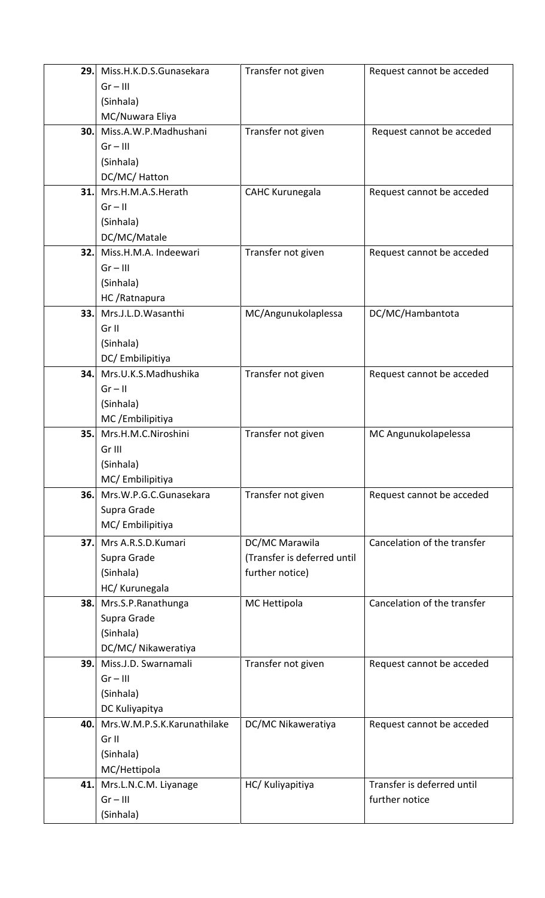| | | | |
|---|---|---|---|
| 29. | Miss.H.K.D.S.Gunasekara Gr – III (Sinhala) MC/Nuwara Eliya | Transfer not given | Request cannot be acceded |
| 30. | Miss.A.W.P.Madhushani Gr – III (Sinhala) DC/MC/ Hatton | Transfer not given | Request cannot be acceded |
| 31. | Mrs.H.M.A.S.Herath Gr – II (Sinhala) DC/MC/Matale | CAHC Kurunegala | Request cannot be acceded |
| 32. | Miss.H.M.A. Indeewari Gr – III (Sinhala) HC /Ratnapura | Transfer not given | Request cannot be acceded |
| 33. | Mrs.J.L.D.Wasanthi Gr II (Sinhala) DC/ Embilipitiya | MC/Angunukolaplessa | DC/MC/Hambantota |
| 34. | Mrs.U.K.S.Madhushika Gr – II (Sinhala) MC /Embilipitiya | Transfer not given | Request cannot be acceded |
| 35. | Mrs.H.M.C.Niroshini Gr III (Sinhala) MC/ Embilipitiya | Transfer not given | MC Angunukolapelessa |
| 36. | Mrs.W.P.G.C.Gunasekara Supra Grade MC/ Embilipitiya | Transfer not given | Request cannot be acceded |
| 37. | Mrs A.R.S.D.Kumari Supra Grade (Sinhala) HC/ Kurunegala | DC/MC Marawila (Transfer is deferred until further notice) | Cancelation of the transfer |
| 38. | Mrs.S.P.Ranathunga Supra Grade (Sinhala) DC/MC/ Nikaweratiya | MC Hettipola | Cancelation of the transfer |
| 39. | Miss.J.D. Swarnamali Gr – III (Sinhala) DC Kuliyapitya | Transfer not given | Request cannot be acceded |
| 40. | Mrs.W.M.P.S.K.Karunathilake Gr II (Sinhala) MC/Hettipola | DC/MC Nikaweratiya | Request cannot be acceded |
| 41. | Mrs.L.N.C.M. Liyanage Gr – III (Sinhala) | HC/ Kuliyapitiya | Transfer is deferred until further notice |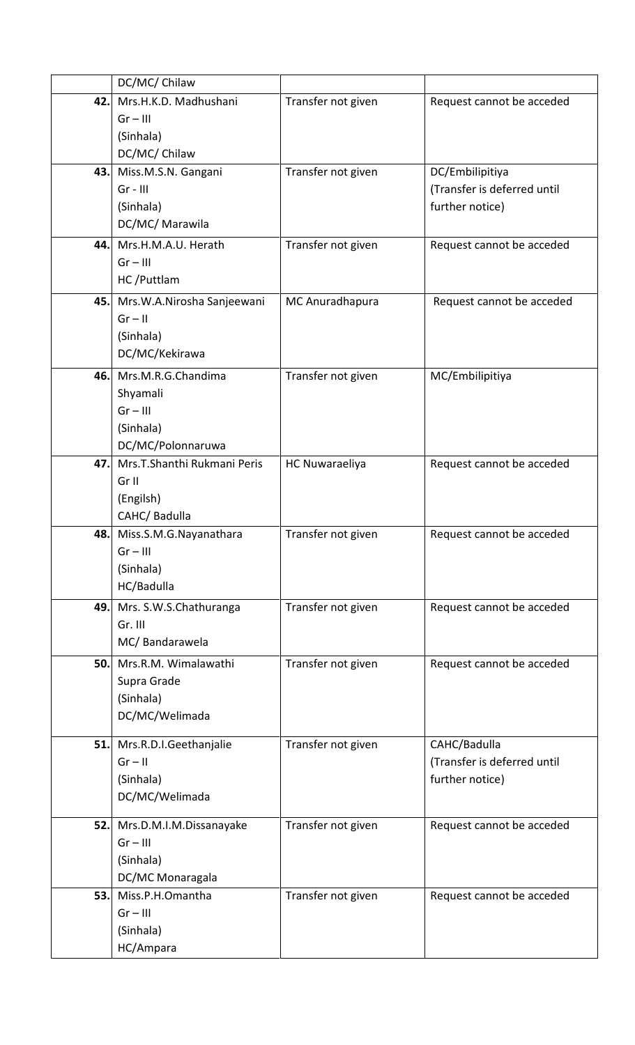| | | | |
|---|---|---|---|
| | DC/MC/ Chilaw | | |
| 42. | Mrs.H.K.D. Madhushani<br>Gr – III<br>(Sinhala)<br>DC/MC/ Chilaw | Transfer not given | Request cannot be acceded |
| 43. | Miss.M.S.N. Gangani<br>Gr - III<br>(Sinhala)<br>DC/MC/ Marawila | Transfer not given | DC/Embilipitiya<br>(Transfer is deferred until further notice) |
| 44. | Mrs.H.M.A.U. Herath<br>Gr – III<br>HC /Puttlam | Transfer not given | Request cannot be acceded |
| 45. | Mrs.W.A.Nirosha Sanjeewani<br>Gr – II<br>(Sinhala)<br>DC/MC/Kekirawa | MC Anuradhapura | Request cannot be acceded |
| 46. | Mrs.M.R.G.Chandima Shyamali<br>Gr – III<br>(Sinhala)<br>DC/MC/Polonnaruwa | Transfer not given | MC/Embilipitiya |
| 47. | Mrs.T.Shanthi Rukmani Peris<br>Gr II<br>(Engilsh)<br>CAHC/ Badulla | HC Nuwaraeliya | Request cannot be acceded |
| 48. | Miss.S.M.G.Nayanathara<br>Gr – III<br>(Sinhala)<br>HC/Badulla | Transfer not given | Request cannot be acceded |
| 49. | Mrs. S.W.S.Chathuranga<br>Gr. III<br>MC/ Bandarawela | Transfer not given | Request cannot be acceded |
| 50. | Mrs.R.M. Wimalawathi<br>Supra Grade<br>(Sinhala)<br>DC/MC/Welimada | Transfer not given | Request cannot be acceded |
| 51. | Mrs.R.D.I.Geethanjalie<br>Gr – II<br>(Sinhala)<br>DC/MC/Welimada | Transfer not given | CAHC/Badulla<br>(Transfer is deferred until further notice) |
| 52. | Mrs.D.M.I.M.Dissanayake<br>Gr – III<br>(Sinhala)<br>DC/MC Monaragala | Transfer not given | Request cannot be acceded |
| 53. | Miss.P.H.Omantha<br>Gr – III<br>(Sinhala)<br>HC/Ampara | Transfer not given | Request cannot be acceded |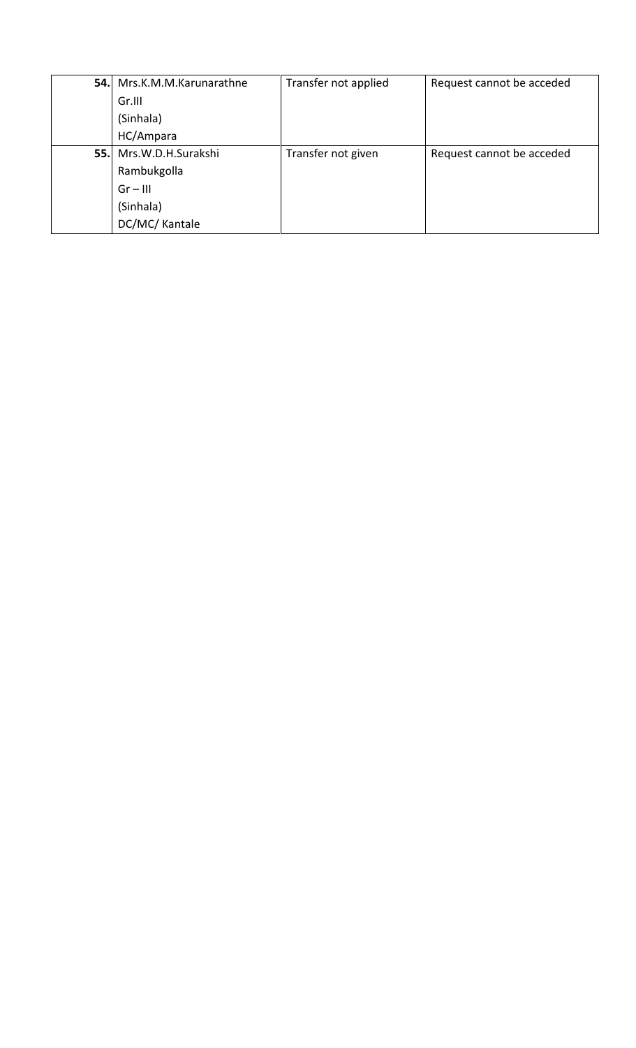| | | | |
|---|---|---|---|
| **54.** | Mrs.K.M.M.Karunarathne<br>Gr.III<br>(Sinhala)<br>HC/Ampara | Transfer not applied | Request cannot be acceded |
| **55.** | Mrs.W.D.H.Surakshi<br>Rambukgolla<br>Gr – III<br>(Sinhala)<br>DC/MC/ Kantale | Transfer not given | Request cannot be acceded |